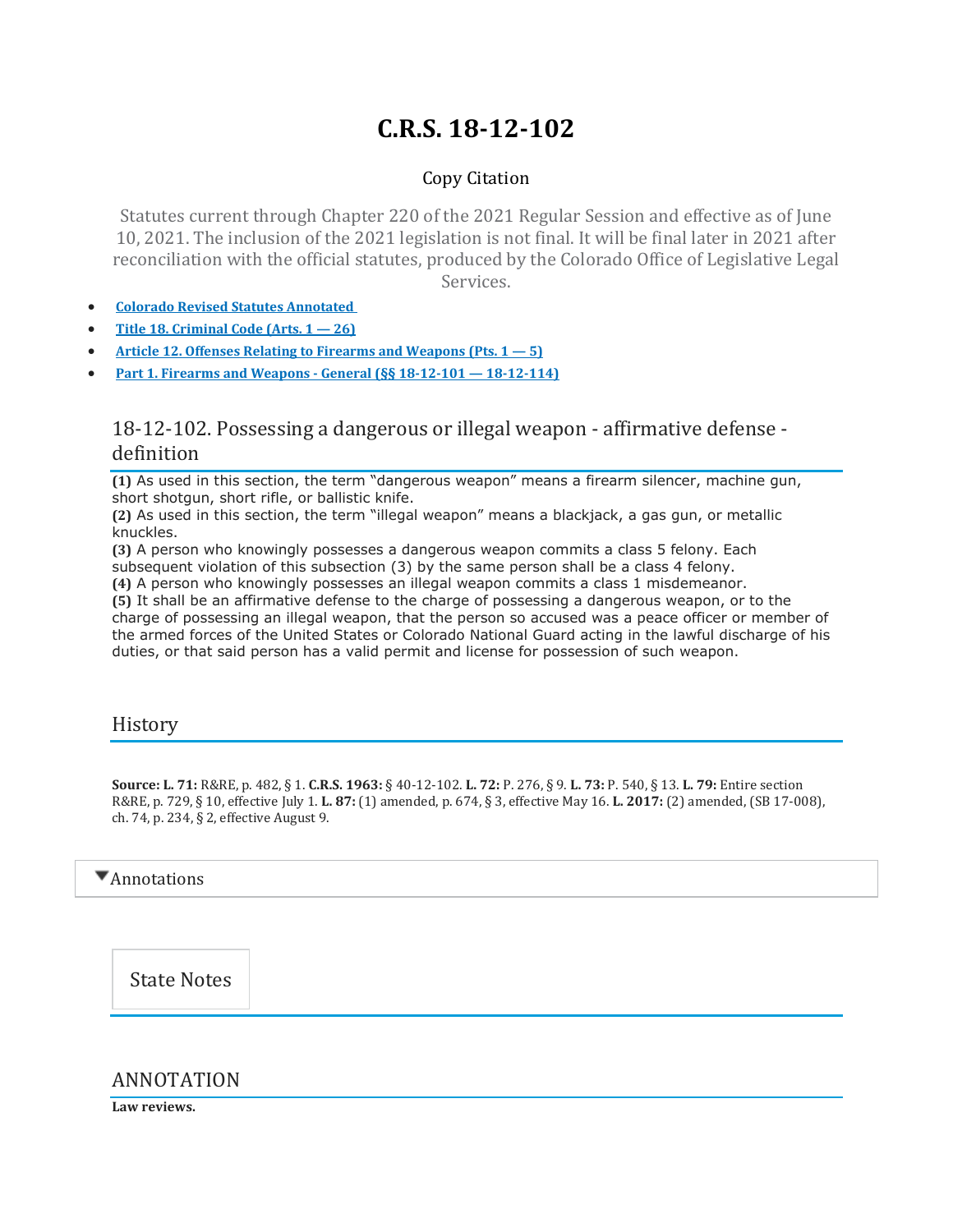# C.R.S. 18-12-102

Copy Citation

Statutes current through Chapter 220 of the 2021 Regular Session and effective as of June 10, 2021. The inclusion of the 2021 legislation is not final. It will be final later in 2021 after reconciliation with the official statutes, produced by the Colorado Office of Legislative Legal Services.

- **Colorado Revised Statutes Annotated**
- **Title 18. Criminal Code (Arts. 1 — 26)**
- **Article 12. Offenses Relating to Firearms and Weapons (Pts. 1 — 5)**
- **Part 1. Firearms and Weapons - General (§§ 18-12-101 — 18-12-114)**

## 18-12-102. Possessing a dangerous or illegal weapon - affirmative defense - definition

**(1)** As used in this section, the term "dangerous weapon" means a firearm silencer, machine gun, short shotgun, short rifle, or ballistic knife.
**(2)** As used in this section, the term "illegal weapon" means a blackjack, a gas gun, or metallic knuckles.
**(3)** A person who knowingly possesses a dangerous weapon commits a class 5 felony. Each subsequent violation of this subsection (3) by the same person shall be a class 4 felony.
**(4)** A person who knowingly possesses an illegal weapon commits a class 1 misdemeanor.
**(5)** It shall be an affirmative defense to the charge of possessing a dangerous weapon, or to the charge of possessing an illegal weapon, that the person so accused was a peace officer or member of the armed forces of the United States or Colorado National Guard acting in the lawful discharge of his duties, or that said person has a valid permit and license for possession of such weapon.

## History

**Source: L. 71:** R&RE, p. 482, § 1. **C.R.S. 1963:** § 40-12-102. **L. 72:** P. 276, § 9. **L. 73:** P. 540, § 13. **L. 79:** Entire section R&RE, p. 729, § 10, effective July 1. **L. 87:** (1) amended, p. 674, § 3, effective May 16. **L. 2017:** (2) amended, (SB 17-008), ch. 74, p. 234, § 2, effective August 9.

Annotations

State Notes

## ANNOTATION

**Law reviews.**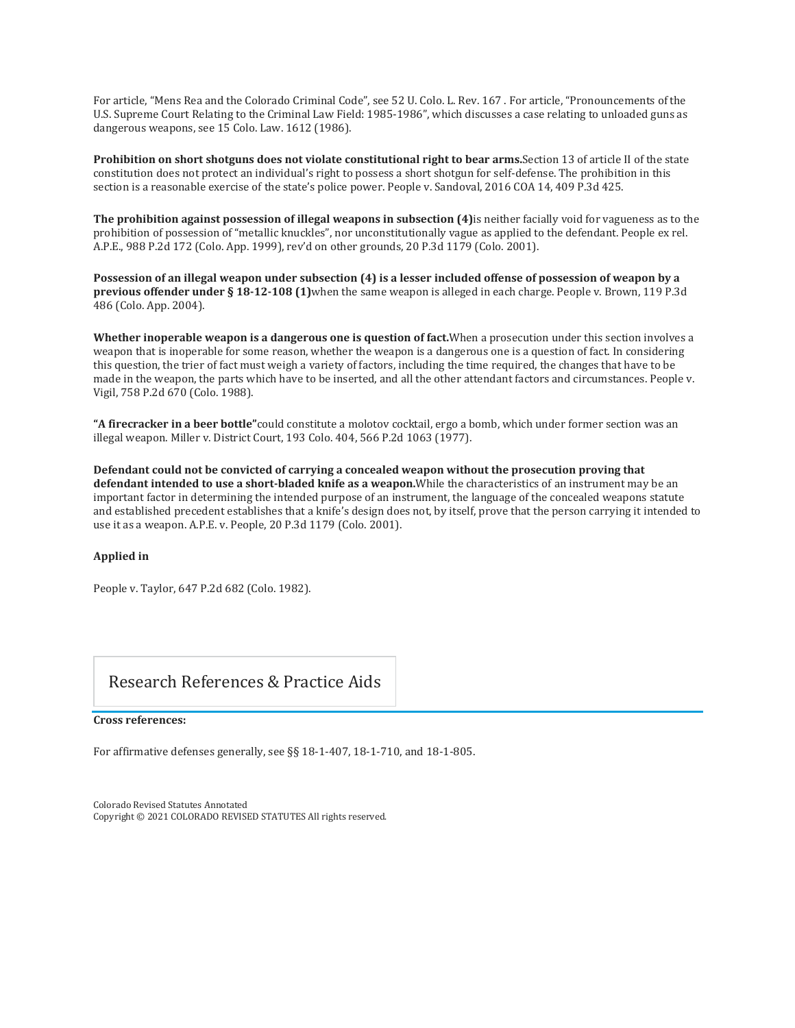For article, "Mens Rea and the Colorado Criminal Code", see 52 U. Colo. L. Rev. 167 . For article, "Pronouncements of the U.S. Supreme Court Relating to the Criminal Law Field: 1985-1986", which discusses a case relating to unloaded guns as dangerous weapons, see 15 Colo. Law. 1612 (1986).

**Prohibition on short shotguns does not violate constitutional right to bear arms.** Section 13 of article II of the state constitution does not protect an individual's right to possess a short shotgun for self-defense. The prohibition in this section is a reasonable exercise of the state's police power. People v. Sandoval, 2016 COA 14, 409 P.3d 425.

**The prohibition against possession of illegal weapons in subsection (4)** is neither facially void for vagueness as to the prohibition of possession of "metallic knuckles", nor unconstitutionally vague as applied to the defendant. People ex rel. A.P.E., 988 P.2d 172 (Colo. App. 1999), rev'd on other grounds, 20 P.3d 1179 (Colo. 2001).

**Possession of an illegal weapon under subsection (4) is a lesser included offense of possession of weapon by a previous offender under § 18-12-108 (1)** when the same weapon is alleged in each charge. People v. Brown, 119 P.3d 486 (Colo. App. 2004).

**Whether inoperable weapon is a dangerous one is question of fact.** When a prosecution under this section involves a weapon that is inoperable for some reason, whether the weapon is a dangerous one is a question of fact. In considering this question, the trier of fact must weigh a variety of factors, including the time required, the changes that have to be made in the weapon, the parts which have to be inserted, and all the other attendant factors and circumstances. People v. Vigil, 758 P.2d 670 (Colo. 1988).

**"A firecracker in a beer bottle"** could constitute a molotov cocktail, ergo a bomb, which under former section was an illegal weapon. Miller v. District Court, 193 Colo. 404, 566 P.2d 1063 (1977).

**Defendant could not be convicted of carrying a concealed weapon without the prosecution proving that defendant intended to use a short-bladed knife as a weapon.** While the characteristics of an instrument may be an important factor in determining the intended purpose of an instrument, the language of the concealed weapons statute and established precedent establishes that a knife's design does not, by itself, prove that the person carrying it intended to use it as a weapon. A.P.E. v. People, 20 P.3d 1179 (Colo. 2001).

**Applied in**

People v. Taylor, 647 P.2d 682 (Colo. 1982).

## Research References & Practice Aids

**Cross references:**

For affirmative defenses generally, see §§ 18-1-407, 18-1-710, and 18-1-805.

Colorado Revised Statutes Annotated
Copyright © 2021 COLORADO REVISED STATUTES All rights reserved.